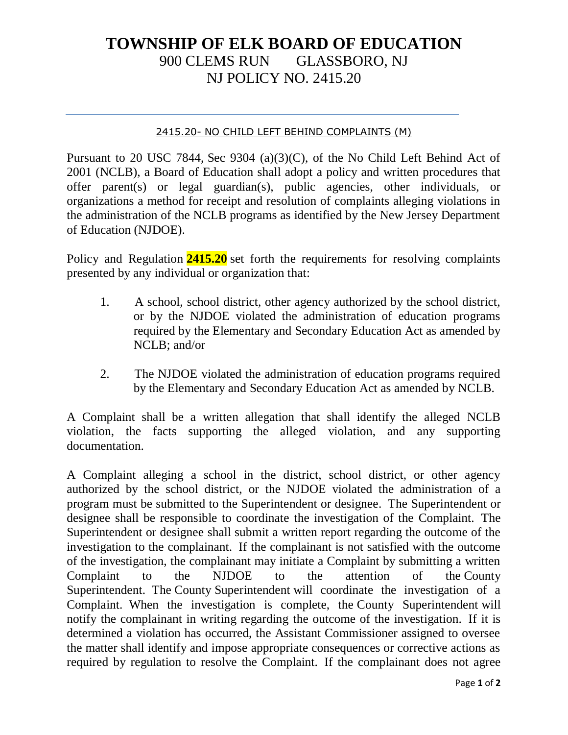# TOWNSHIP OF ELK BOARD OF EDUCATION

900 CLEMS RUN GLASSBORO, NJ

NJ POLICY NO. 2415.20

---

## 2415.20- NO CHILD LEFT BEHIND COMPLAINTS (M)

Pursuant to 20 USC 7844, Sec 9304 (a)(3)(C), of the No Child Left Behind Act of 2001 (NCLB), a Board of Education shall adopt a policy and written procedures that offer parent(s) or legal guardian(s), public agencies, other individuals, or organizations a method for receipt and resolution of complaints alleging violations in the administration of the NCLB programs as identified by the New Jersey Department of Education (NJDOE).

Policy and Regulation **2415.20** set forth the requirements for resolving complaints presented by any individual or organization that:

1. A school, school district, other agency authorized by the school district, or by the NJDOE violated the administration of education programs required by the Elementary and Secondary Education Act as amended by NCLB; and/or

2. The NJDOE violated the administration of education programs required by the Elementary and Secondary Education Act as amended by NCLB.

A Complaint shall be a written allegation that shall identify the alleged NCLB violation, the facts supporting the alleged violation, and any supporting documentation.

A Complaint alleging a school in the district, school district, or other agency authorized by the school district, or the NJDOE violated the administration of a program must be submitted to the Superintendent or designee. The Superintendent or designee shall be responsible to coordinate the investigation of the Complaint. The Superintendent or designee shall submit a written report regarding the outcome of the investigation to the complainant. If the complainant is not satisfied with the outcome of the investigation, the complainant may initiate a Complaint by submitting a written Complaint to the NJDOE to the attention of the County Superintendent. The County Superintendent will coordinate the investigation of a Complaint. When the investigation is complete, the County Superintendent will notify the complainant in writing regarding the outcome of the investigation. If it is determined a violation has occurred, the Assistant Commissioner assigned to oversee the matter shall identify and impose appropriate consequences or corrective actions as required by regulation to resolve the Complaint. If the complainant does not agree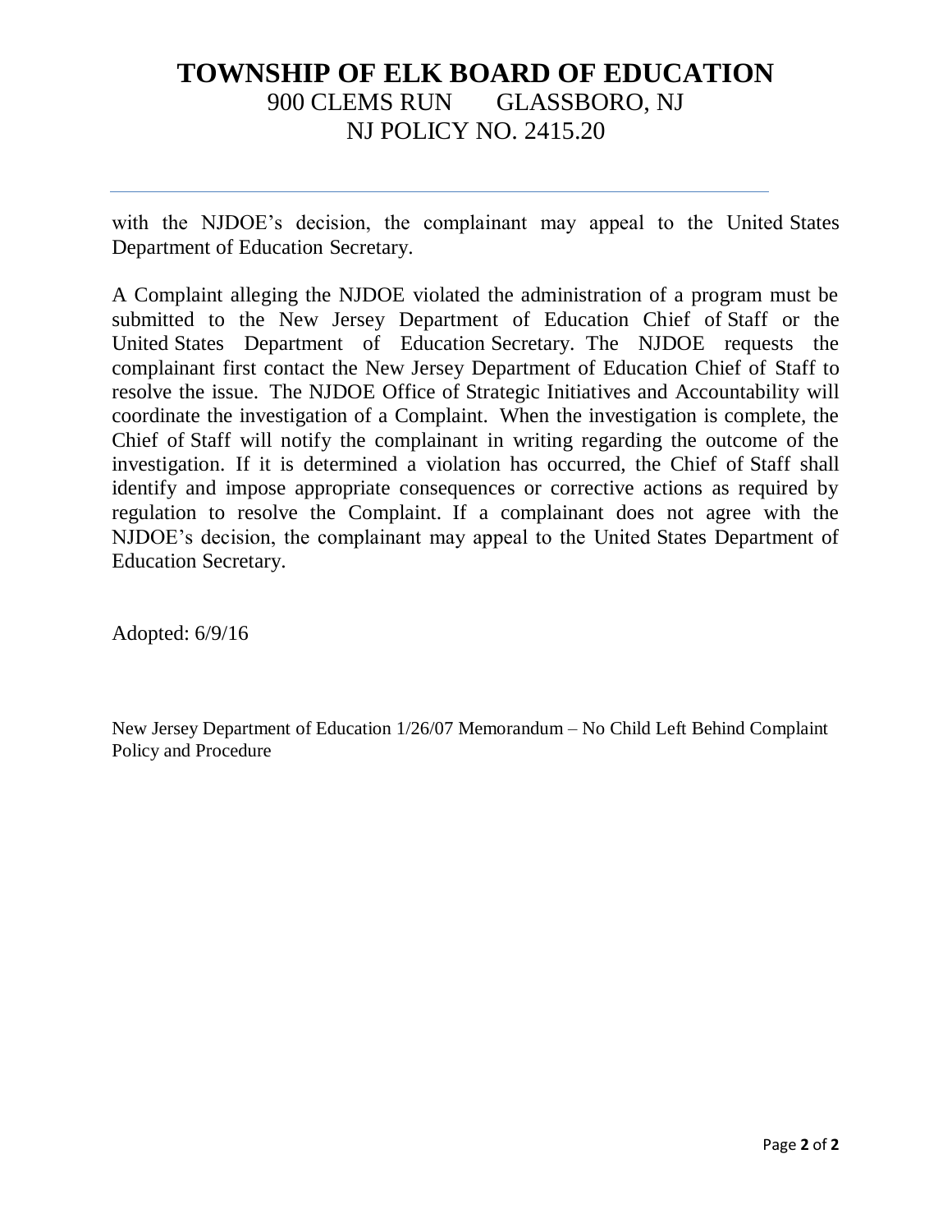with the NJDOE's decision, the complainant may appeal to the United States Department of Education Secretary.

A Complaint alleging the NJDOE violated the administration of a program must be submitted to the New Jersey Department of Education Chief of Staff or the United States Department of Education Secretary. The NJDOE requests the complainant first contact the New Jersey Department of Education Chief of Staff to resolve the issue. The NJDOE Office of Strategic Initiatives and Accountability will coordinate the investigation of a Complaint. When the investigation is complete, the Chief of Staff will notify the complainant in writing regarding the outcome of the investigation. If it is determined a violation has occurred, the Chief of Staff shall identify and impose appropriate consequences or corrective actions as required by regulation to resolve the Complaint. If a complainant does not agree with the NJDOE's decision, the complainant may appeal to the United States Department of Education Secretary.

Adopted: 6/9/16

New Jersey Department of Education 1/26/07 Memorandum – No Child Left Behind Complaint Policy and Procedure